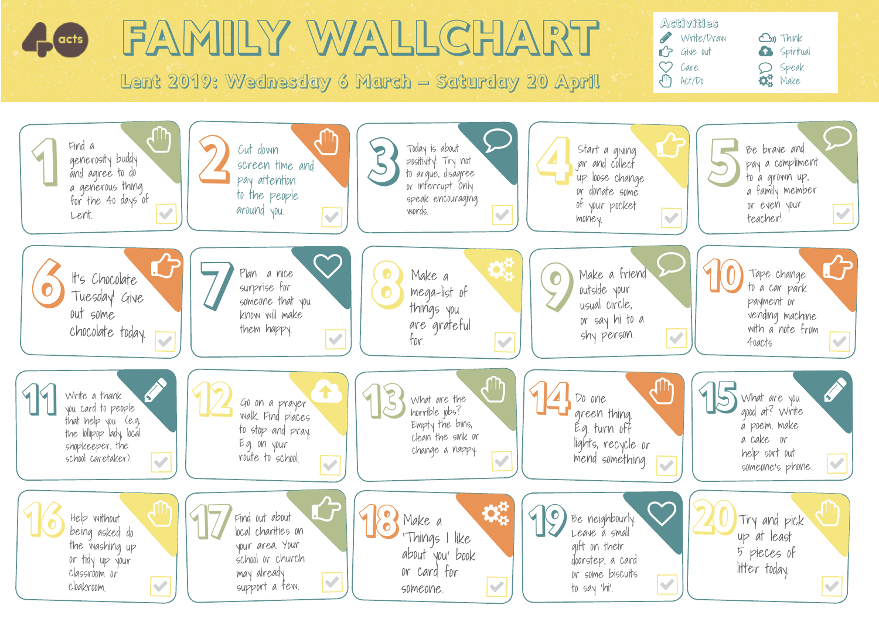# FAMILY WALLCHART

40acts

## Lent 2019: Wednesday 6 March – Saturday 20 April

**Activities**

- Write/Draw
- Give out
- Care
- Act/Do
- Think
- Spiritual
- Speak
- Make

**1** Find a generosity buddy and agree to do a generous thing for the 40 days of Lent.

**2** Cut down screen time and pay attention to the people around you.

**3** Today is about positivity! Try not to argue, disagree or interrupt. Only speak encouraging words.

**4** Start a giving jar and collect up loose change or donate some of your pocket money.

**5** Be brave and pay a compliment to a grown up, a family member or even your teacher!

**6** It's Chocolate Tuesday! Give out some chocolate today.

**7** Plan a nice surprise for someone that you know will make them happy.

**8** Make a mega-list of things you are grateful for.

**9** Make a friend outside your usual circle, or say hi to a shy person.

**10** Tape change to a car park payment or vending machine with a note from 40acts

**11** Write a thank you card to people that help you (e.g. the lollipop lady, local shopkeeper, the school caretaker).

**12** Go on a prayer walk. Find places to stop and pray. E.g. on your route to school.

**13** What are the horrible jobs? Empty the bins, clean the sink or change a nappy.

**14** Do one green thing. E.g. turn off lights, recycle or mend something.

**15** What are you good at? Write a poem, make a cake or help sort out someone's phone.

**16** Help without being asked: do the washing up or tidy up your classroom or cloakroom.

**17** Find out about local charities on your area. Your school or church may already support a few.

**18** Make a 'Things I like about you' book or card for someone.

**19** Be neighbourly. Leave a small gift on their doorstep, a card or some biscuits to say 'hi'.

**20** Try and pick up at least 5 pieces of litter today.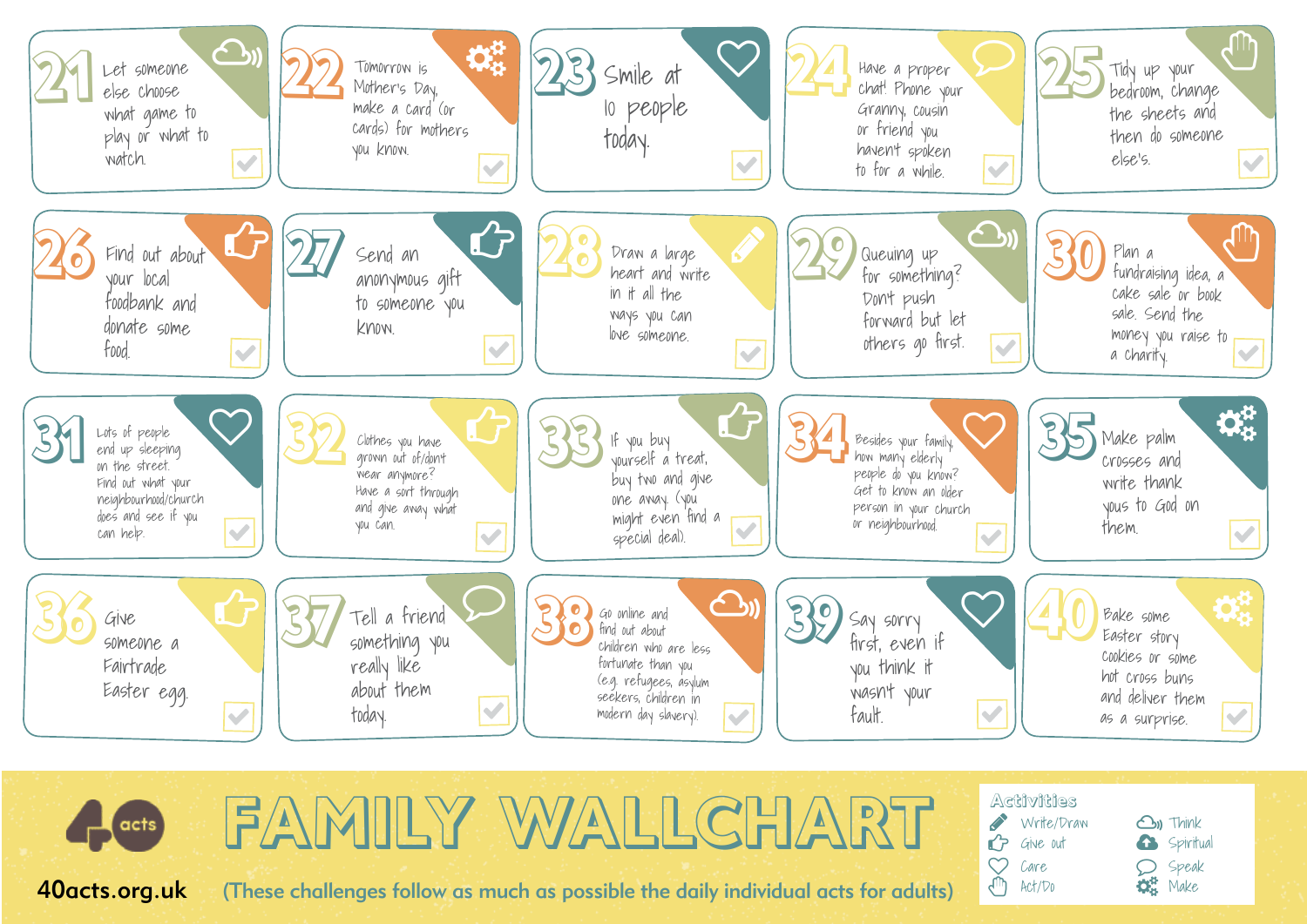**21** Let someone else choose what game to play or what to watch.

**22** Tomorrow is Mother's Day, make a card (or cards) for mothers you know.

**23** Smile at 10 people today.

**24** Have a proper chat! Phone your Granny, cousin or friend you haven't spoken to for a while.

**25** Tidy up your bedroom, change the sheets and then do someone else's.

**26** Find out about your local foodbank and donate some food.

**27** Send an anonymous gift to someone you know.

**28** Draw a large heart and write in it all the ways you can love someone.

**29** Queuing up for something? Don't push forward but let others go first.

**30** Plan a fundraising idea, a cake sale or book sale. Send the money you raise to a charity.

**31** Lots of people end up sleeping on the street. Find out what your neighbourhood/church does and see if you can help.

**32** Clothes you have grown out of/don't wear anymore? Have a sort through and give away what you can.

**33** If you buy yourself a treat, buy two and give one away. (you might even find a special deal).

**34** Besides your family, how many elderly people do you know? Get to know an older person in your church or neighbourhood.

**35** Make palm crosses and write thank yous to God on them.

**36** Give someone a Fairtrade Easter egg.

**37** Tell a friend something you really like about them today.

**38** Go online and find out about children who are less fortunate than you (e.g. refugees, asylum seekers, children in modern day slavery).

**39** Say sorry first, even if you think it wasn't your fault.

**40** Bake some Easter story cookies or some hot cross buns and deliver them as a surprise.

40 acts

40acts.org.uk

# FAMILY WALLCHART

(These challenges follow as much as possible the daily individual acts for adults)

**Activities**

- Write/Draw
- Give out
- Care
- Act/Do
- Think
- Spiritual
- Speak
- Make